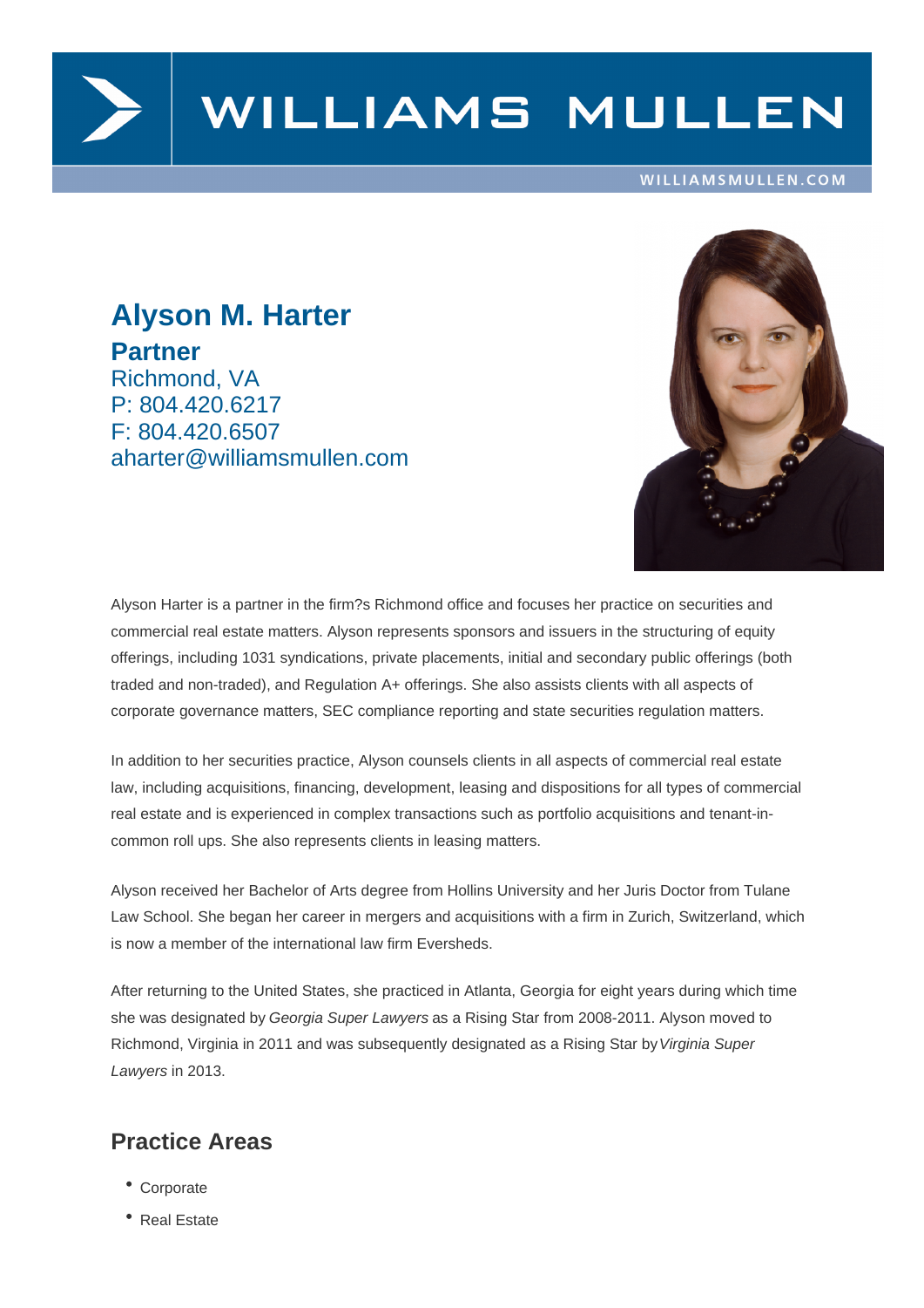# Alyson M. Harter

**Partner**
Richmond, VA
P: 804.420.6217
F: 804.420.6507
aharter@williamsmullen.com

Alyson Harter is a partner in the firm?s Richmond office and focuses her practice on securities and commercial real estate matters. Alyson represents sponsors and issuers in the structuring of equity offerings, including 1031 syndications, private placements, initial and secondary public offerings (both traded and non-traded), and Regulation A+ offerings. She also assists clients with all aspects of corporate governance matters, SEC compliance reporting and state securities regulation matters.

In addition to her securities practice, Alyson counsels clients in all aspects of commercial real estate law, including acquisitions, financing, development, leasing and dispositions for all types of commercial real estate and is experienced in complex transactions such as portfolio acquisitions and tenant-in-common roll ups. She also represents clients in leasing matters.

Alyson received her Bachelor of Arts degree from Hollins University and her Juris Doctor from Tulane Law School. She began her career in mergers and acquisitions with a firm in Zurich, Switzerland, which is now a member of the international law firm Eversheds.

After returning to the United States, she practiced in Atlanta, Georgia for eight years during which time she was designated by *Georgia Super Lawyers* as a Rising Star from 2008-2011. Alyson moved to Richmond, Virginia in 2011 and was subsequently designated as a Rising Star by *Virginia Super Lawyers* in 2013.

## Practice Areas

- Corporate
- Real Estate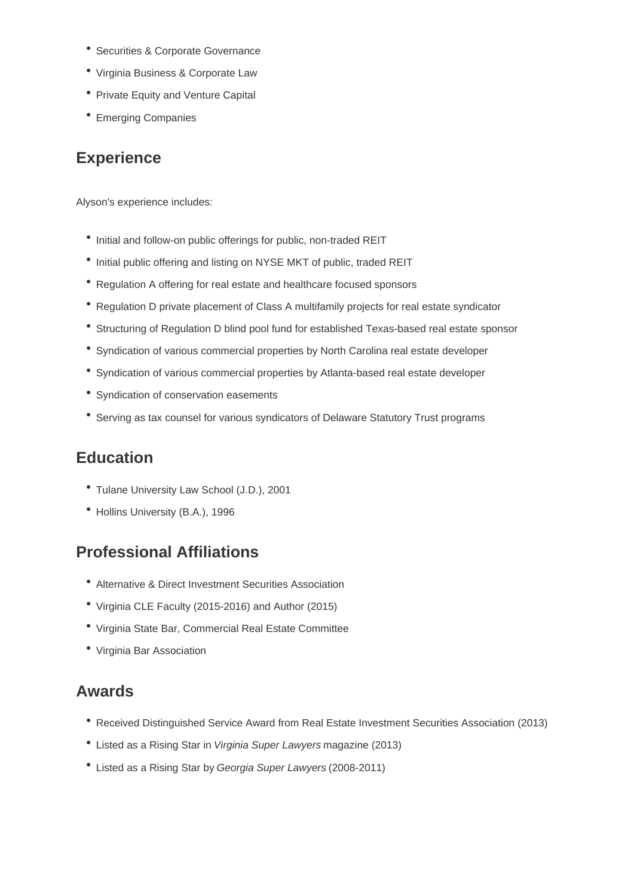- Securities & Corporate Governance
- Virginia Business & Corporate Law
- Private Equity and Venture Capital
- Emerging Companies

## Experience

Alyson's experience includes:

- Initial and follow-on public offerings for public, non-traded REIT
- Initial public offering and listing on NYSE MKT of public, traded REIT
- Regulation A offering for real estate and healthcare focused sponsors
- Regulation D private placement of Class A multifamily projects for real estate syndicator
- Structuring of Regulation D blind pool fund for established Texas-based real estate sponsor
- Syndication of various commercial properties by North Carolina real estate developer
- Syndication of various commercial properties by Atlanta-based real estate developer
- Syndication of conservation easements
- Serving as tax counsel for various syndicators of Delaware Statutory Trust programs

## Education

- Tulane University Law School (J.D.), 2001
- Hollins University (B.A.), 1996

## Professional Affiliations

- Alternative & Direct Investment Securities Association
- Virginia CLE Faculty (2015-2016) and Author (2015)
- Virginia State Bar, Commercial Real Estate Committee
- Virginia Bar Association

## Awards

- Received Distinguished Service Award from Real Estate Investment Securities Association (2013)
- Listed as a Rising Star in *Virginia Super Lawyers* magazine (2013)
- Listed as a Rising Star by *Georgia Super Lawyers* (2008-2011)